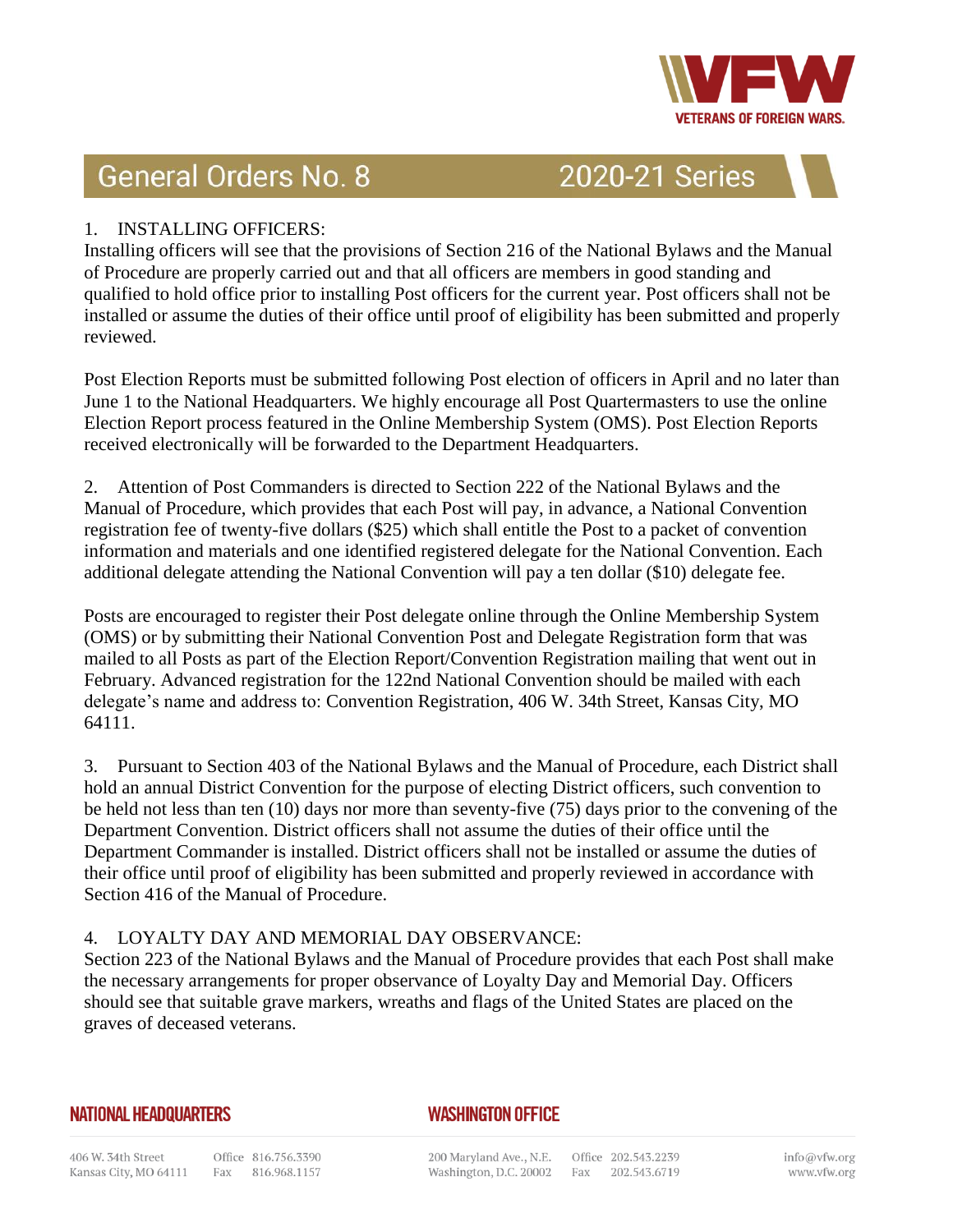# General Orders No. 8 — 2020-21 Series

1. INSTALLING OFFICERS:
Installing officers will see that the provisions of Section 216 of the National Bylaws and the Manual of Procedure are properly carried out and that all officers are members in good standing and qualified to hold office prior to installing Post officers for the current year. Post officers shall not be installed or assume the duties of their office until proof of eligibility has been submitted and properly reviewed.

Post Election Reports must be submitted following Post election of officers in April and no later than June 1 to the National Headquarters. We highly encourage all Post Quartermasters to use the online Election Report process featured in the Online Membership System (OMS). Post Election Reports received electronically will be forwarded to the Department Headquarters.

2. Attention of Post Commanders is directed to Section 222 of the National Bylaws and the Manual of Procedure, which provides that each Post will pay, in advance, a National Convention registration fee of twenty-five dollars ($25) which shall entitle the Post to a packet of convention information and materials and one identified registered delegate for the National Convention. Each additional delegate attending the National Convention will pay a ten dollar ($10) delegate fee.

Posts are encouraged to register their Post delegate online through the Online Membership System (OMS) or by submitting their National Convention Post and Delegate Registration form that was mailed to all Posts as part of the Election Report/Convention Registration mailing that went out in February. Advanced registration for the 122nd National Convention should be mailed with each delegate's name and address to: Convention Registration, 406 W. 34th Street, Kansas City, MO 64111.

3. Pursuant to Section 403 of the National Bylaws and the Manual of Procedure, each District shall hold an annual District Convention for the purpose of electing District officers, such convention to be held not less than ten (10) days nor more than seventy-five (75) days prior to the convening of the Department Convention. District officers shall not assume the duties of their office until the Department Commander is installed. District officers shall not be installed or assume the duties of their office until proof of eligibility has been submitted and properly reviewed in accordance with Section 416 of the Manual of Procedure.

4. LOYALTY DAY AND MEMORIAL DAY OBSERVANCE:
Section 223 of the National Bylaws and the Manual of Procedure provides that each Post shall make the necessary arrangements for proper observance of Loyalty Day and Memorial Day. Officers should see that suitable grave markers, wreaths and flags of the United States are placed on the graves of deceased veterans.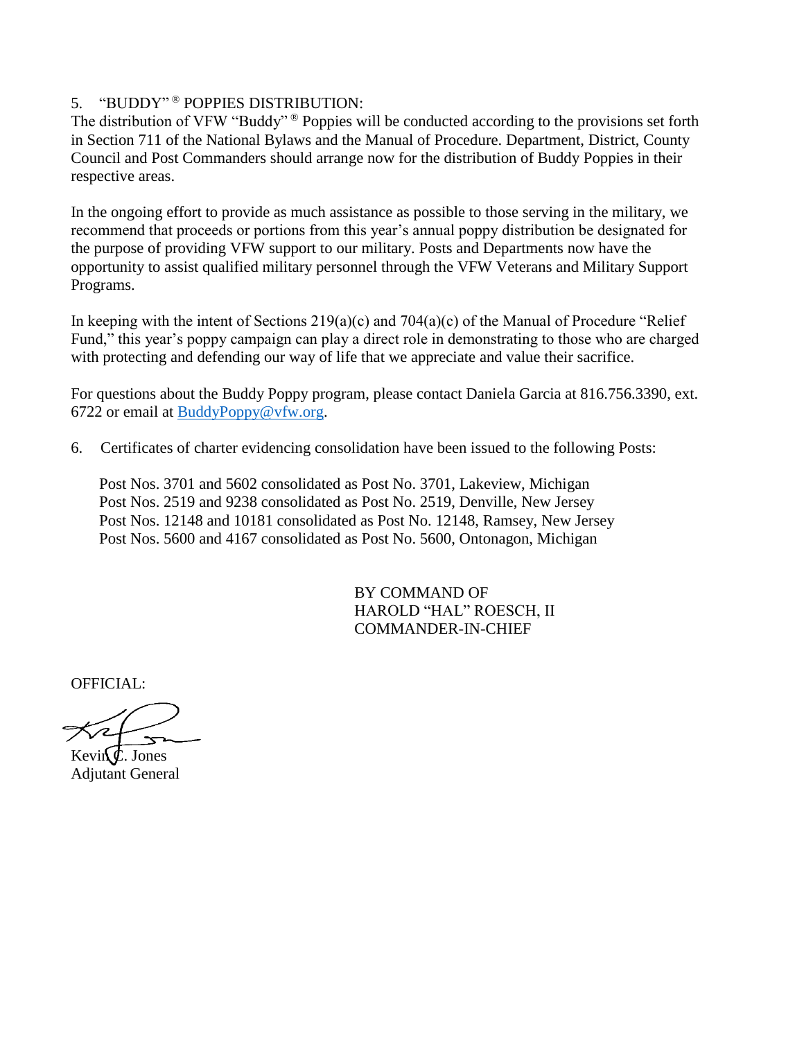5. "BUDDY" ® POPPIES DISTRIBUTION:

The distribution of VFW "Buddy" ® Poppies will be conducted according to the provisions set forth in Section 711 of the National Bylaws and the Manual of Procedure. Department, District, County Council and Post Commanders should arrange now for the distribution of Buddy Poppies in their respective areas.

In the ongoing effort to provide as much assistance as possible to those serving in the military, we recommend that proceeds or portions from this year's annual poppy distribution be designated for the purpose of providing VFW support to our military. Posts and Departments now have the opportunity to assist qualified military personnel through the VFW Veterans and Military Support Programs.

In keeping with the intent of Sections 219(a)(c) and 704(a)(c) of the Manual of Procedure "Relief Fund," this year's poppy campaign can play a direct role in demonstrating to those who are charged with protecting and defending our way of life that we appreciate and value their sacrifice.

For questions about the Buddy Poppy program, please contact Daniela Garcia at 816.756.3390, ext. 6722 or email at BuddyPoppy@vfw.org.

6. Certificates of charter evidencing consolidation have been issued to the following Posts:

Post Nos. 3701 and 5602 consolidated as Post No. 3701, Lakeview, Michigan
Post Nos. 2519 and 9238 consolidated as Post No. 2519, Denville, New Jersey
Post Nos. 12148 and 10181 consolidated as Post No. 12148, Ramsey, New Jersey
Post Nos. 5600 and 4167 consolidated as Post No. 5600, Ontonagon, Michigan

BY COMMAND OF
HAROLD "HAL" ROESCH, II
COMMANDER-IN-CHIEF

OFFICIAL:

Kevin C. Jones
Adjutant General